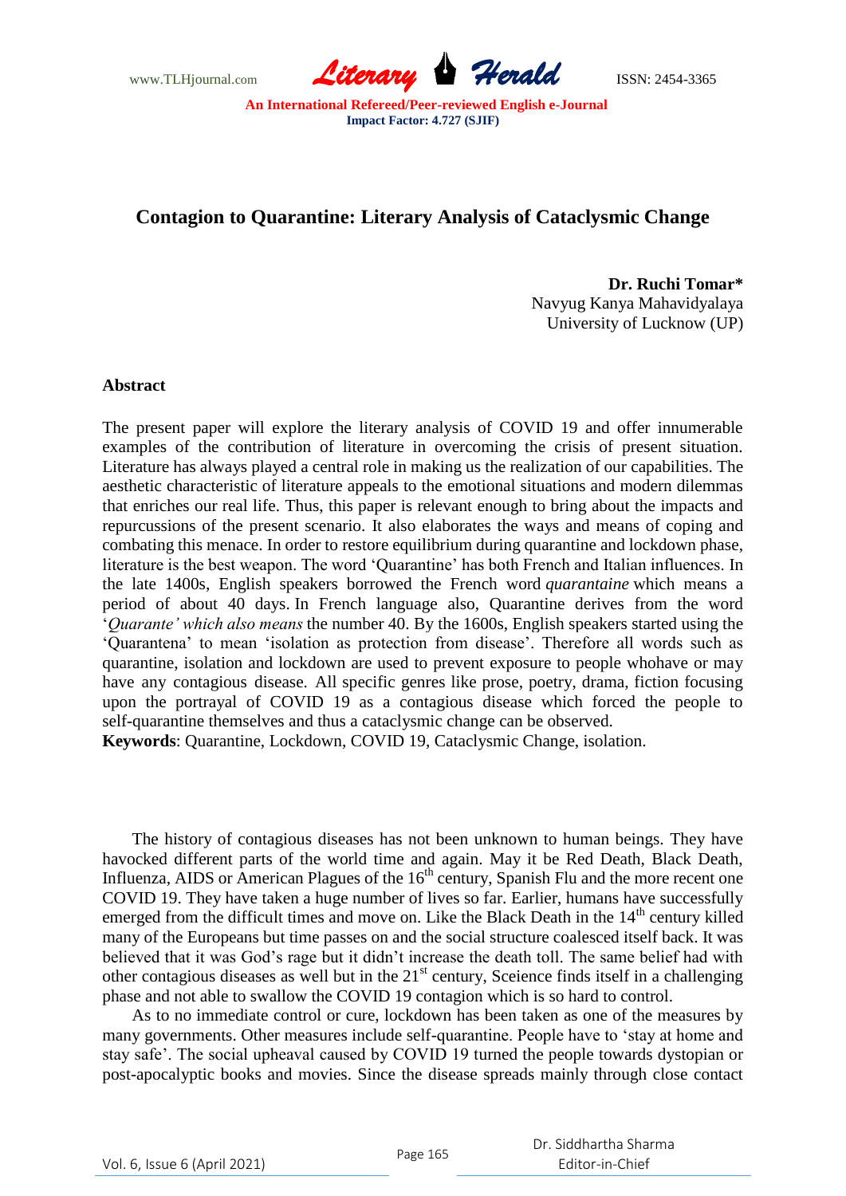# Contagion to Quarantine: Literary Analysis of Cataclysmic Change

**Dr. Ruchi Tomar***
Navyug Kanya Mahavidyalaya
University of Lucknow (UP)

## Abstract

The present paper will explore the literary analysis of COVID 19 and offer innumerable examples of the contribution of literature in overcoming the crisis of present situation. Literature has always played a central role in making us the realization of our capabilities. The aesthetic characteristic of literature appeals to the emotional situations and modern dilemmas that enriches our real life. Thus, this paper is relevant enough to bring about the impacts and repurcussions of the present scenario. It also elaborates the ways and means of coping and combating this menace. In order to restore equilibrium during quarantine and lockdown phase, literature is the best weapon. The word 'Quarantine' has both French and Italian influences. In the late 1400s, English speakers borrowed the French word *quarantaine* which means a period of about 40 days. In French language also, Quarantine derives from the word '*Quarante' which also means* the number 40. By the 1600s, English speakers started using the 'Quarantena' to mean 'isolation as protection from disease'. Therefore all words such as quarantine, isolation and lockdown are used to prevent exposure to people whohave or may have any contagious disease. All specific genres like prose, poetry, drama, fiction focusing upon the portrayal of COVID 19 as a contagious disease which forced the people to self-quarantine themselves and thus a cataclysmic change can be observed.

**Keywords**: Quarantine, Lockdown, COVID 19, Cataclysmic Change, isolation.

The history of contagious diseases has not been unknown to human beings. They have havocked different parts of the world time and again. May it be Red Death, Black Death, Influenza, AIDS or American Plagues of the 16th century, Spanish Flu and the more recent one COVID 19. They have taken a huge number of lives so far. Earlier, humans have successfully emerged from the difficult times and move on. Like the Black Death in the 14th century killed many of the Europeans but time passes on and the social structure coalesced itself back. It was believed that it was God's rage but it didn't increase the death toll. The same belief had with other contagious diseases as well but in the 21st century, Sceience finds itself in a challenging phase and not able to swallow the COVID 19 contagion which is so hard to control.

As to no immediate control or cure, lockdown has been taken as one of the measures by many governments. Other measures include self-quarantine. People have to 'stay at home and stay safe'. The social upheaval caused by COVID 19 turned the people towards dystopian or post-apocalyptic books and movies. Since the disease spreads mainly through close contact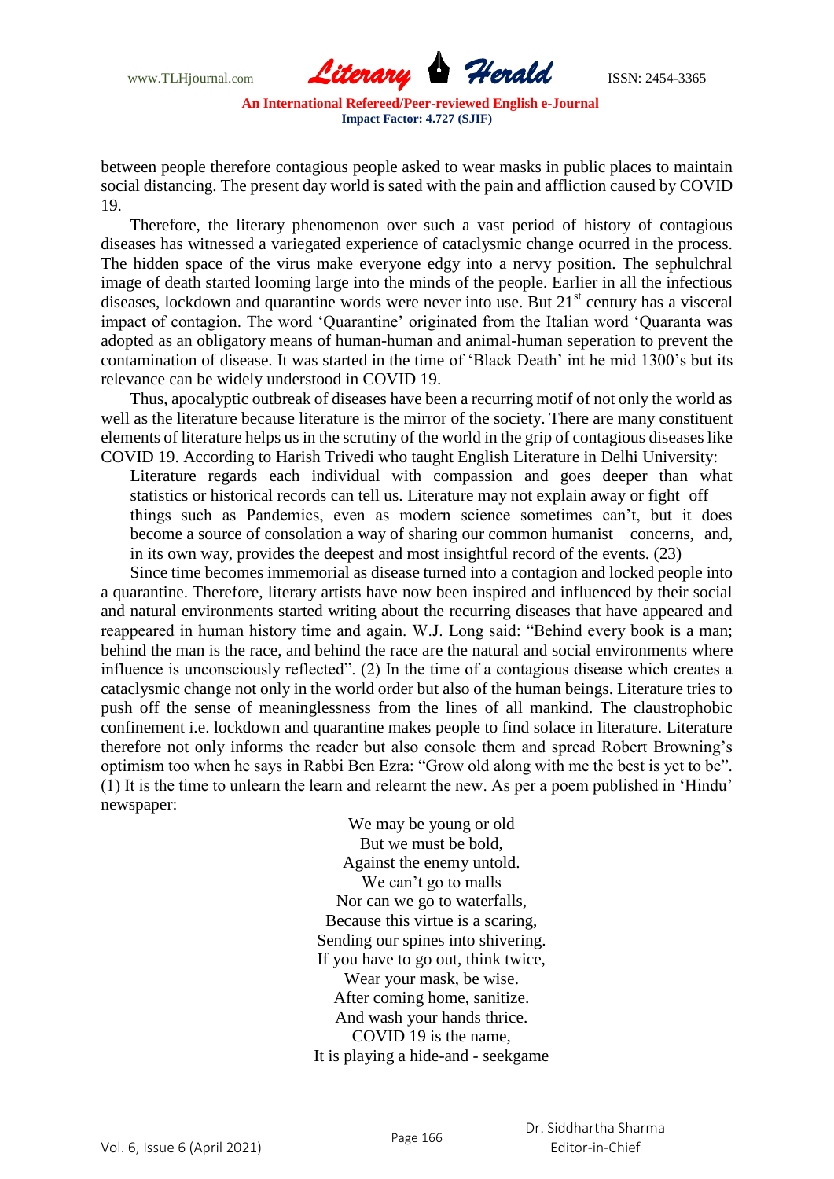between people therefore contagious people asked to wear masks in public places to maintain social distancing. The present day world is sated with the pain and affliction caused by COVID 19.

Therefore, the literary phenomenon over such a vast period of history of contagious diseases has witnessed a variegated experience of cataclysmic change ocurred in the process. The hidden space of the virus make everyone edgy into a nervy position. The sephulchral image of death started looming large into the minds of the people. Earlier in all the infectious diseases, lockdown and quarantine words were never into use. But 21st century has a visceral impact of contagion. The word 'Quarantine' originated from the Italian word 'Quaranta was adopted as an obligatory means of human-human and animal-human seperation to prevent the contamination of disease. It was started in the time of 'Black Death' int he mid 1300's but its relevance can be widely understood in COVID 19.

Thus, apocalyptic outbreak of diseases have been a recurring motif of not only the world as well as the literature because literature is the mirror of the society. There are many constituent elements of literature helps us in the scrutiny of the world in the grip of contagious diseases like COVID 19. According to Harish Trivedi who taught English Literature in Delhi University:

> Literature regards each individual with compassion and goes deeper than what statistics or historical records can tell us. Literature may not explain away or fight off things such as Pandemics, even as modern science sometimes can't, but it does become a source of consolation a way of sharing our common humanist concerns, and, in its own way, provides the deepest and most insightful record of the events. (23)

Since time becomes immemorial as disease turned into a contagion and locked people into a quarantine. Therefore, literary artists have now been inspired and influenced by their social and natural environments started writing about the recurring diseases that have appeared and reappeared in human history time and again. W.J. Long said: "Behind every book is a man; behind the man is the race, and behind the race are the natural and social environments where influence is unconsciously reflected". (2) In the time of a contagious disease which creates a cataclysmic change not only in the world order but also of the human beings. Literature tries to push off the sense of meaninglessness from the lines of all mankind. The claustrophobic confinement i.e. lockdown and quarantine makes people to find solace in literature. Literature therefore not only informs the reader but also console them and spread Robert Browning's optimism too when he says in Rabbi Ben Ezra: "Grow old along with me the best is yet to be". (1) It is the time to unlearn the learn and relearnt the new. As per a poem published in 'Hindu' newspaper:

> We may be young or old
> But we must be bold,
> Against the enemy untold.
> We can't go to malls
> Nor can we go to waterfalls,
> Because this virtue is a scaring,
> Sending our spines into shivering.
> If you have to go out, think twice,
> Wear your mask, be wise.
> After coming home, sanitize.
> And wash your hands thrice.
> COVID 19 is the name,
> It is playing a hide-and - seekgame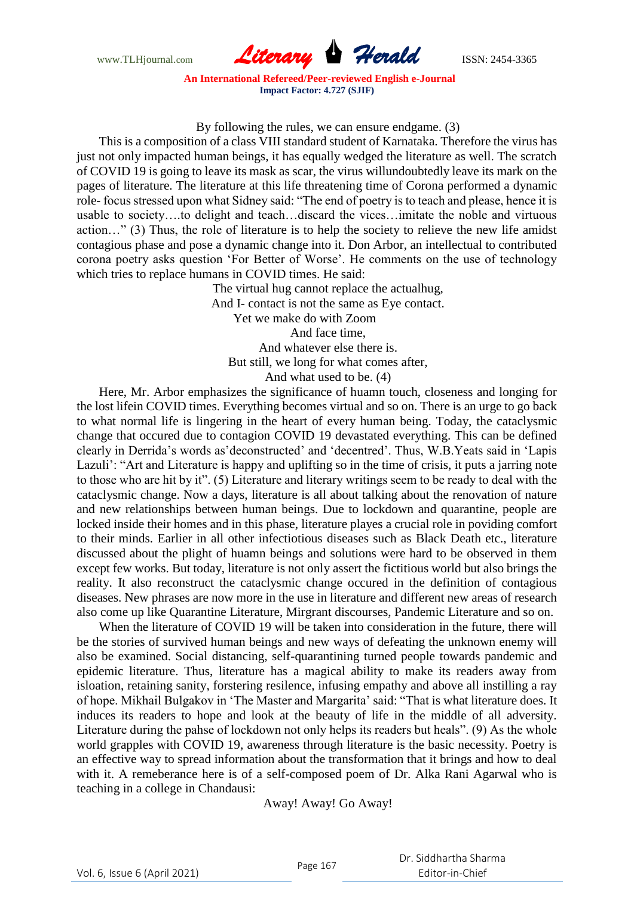By following the rules, we can ensure endgame. (3)

This is a composition of a class VIII standard student of Karnataka. Therefore the virus has just not only impacted human beings, it has equally wedged the literature as well. The scratch of COVID 19 is going to leave its mask as scar, the virus willundoubtedly leave its mark on the pages of literature. The literature at this life threatening time of Corona performed a dynamic role- focus stressed upon what Sidney said: "The end of poetry is to teach and please, hence it is usable to society….to delight and teach…discard the vices…imitate the noble and virtuous action…" (3) Thus, the role of literature is to help the society to relieve the new life amidst contagious phase and pose a dynamic change into it. Don Arbor, an intellectual to contributed corona poetry asks question 'For Better of Worse'. He comments on the use of technology which tries to replace humans in COVID times. He said:

The virtual hug cannot replace the actualhug,
And I- contact is not the same as Eye contact.
Yet we make do with Zoom
And face time,
And whatever else there is.
But still, we long for what comes after,
And what used to be. (4)

Here, Mr. Arbor emphasizes the significance of huamn touch, closeness and longing for the lost lifein COVID times. Everything becomes virtual and so on. There is an urge to go back to what normal life is lingering in the heart of every human being. Today, the cataclysmic change that occured due to contagion COVID 19 devastated everything. This can be defined clearly in Derrida's words as'deconstructed' and 'decentred'. Thus, W.B.Yeats said in 'Lapis Lazuli': "Art and Literature is happy and uplifting so in the time of crisis, it puts a jarring note to those who are hit by it". (5) Literature and literary writings seem to be ready to deal with the cataclysmic change. Now a days, literature is all about talking about the renovation of nature and new relationships between human beings. Due to lockdown and quarantine, people are locked inside their homes and in this phase, literature playes a crucial role in poviding comfort to their minds. Earlier in all other infectiotious diseases such as Black Death etc., literature discussed about the plight of huamn beings and solutions were hard to be observed in them except few works. But today, literature is not only assert the fictitious world but also brings the reality. It also reconstruct the cataclysmic change occured in the definition of contagious diseases. New phrases are now more in the use in literature and different new areas of research also come up like Quarantine Literature, Mirgrant discourses, Pandemic Literature and so on.

When the literature of COVID 19 will be taken into consideration in the future, there will be the stories of survived human beings and new ways of defeating the unknown enemy will also be examined. Social distancing, self-quarantining turned people towards pandemic and epidemic literature. Thus, literature has a magical ability to make its readers away from isloation, retaining sanity, forstering resilence, infusing empathy and above all instilling a ray of hope. Mikhail Bulgakov in 'The Master and Margarita' said: "That is what literature does. It induces its readers to hope and look at the beauty of life in the middle of all adversity. Literature during the pahse of lockdown not only helps its readers but heals". (9) As the whole world grapples with COVID 19, awareness through literature is the basic necessity. Poetry is an effective way to spread information about the transformation that it brings and how to deal with it. A remeberance here is of a self-composed poem of Dr. Alka Rani Agarwal who is teaching in a college in Chandausi:

Away! Away! Go Away!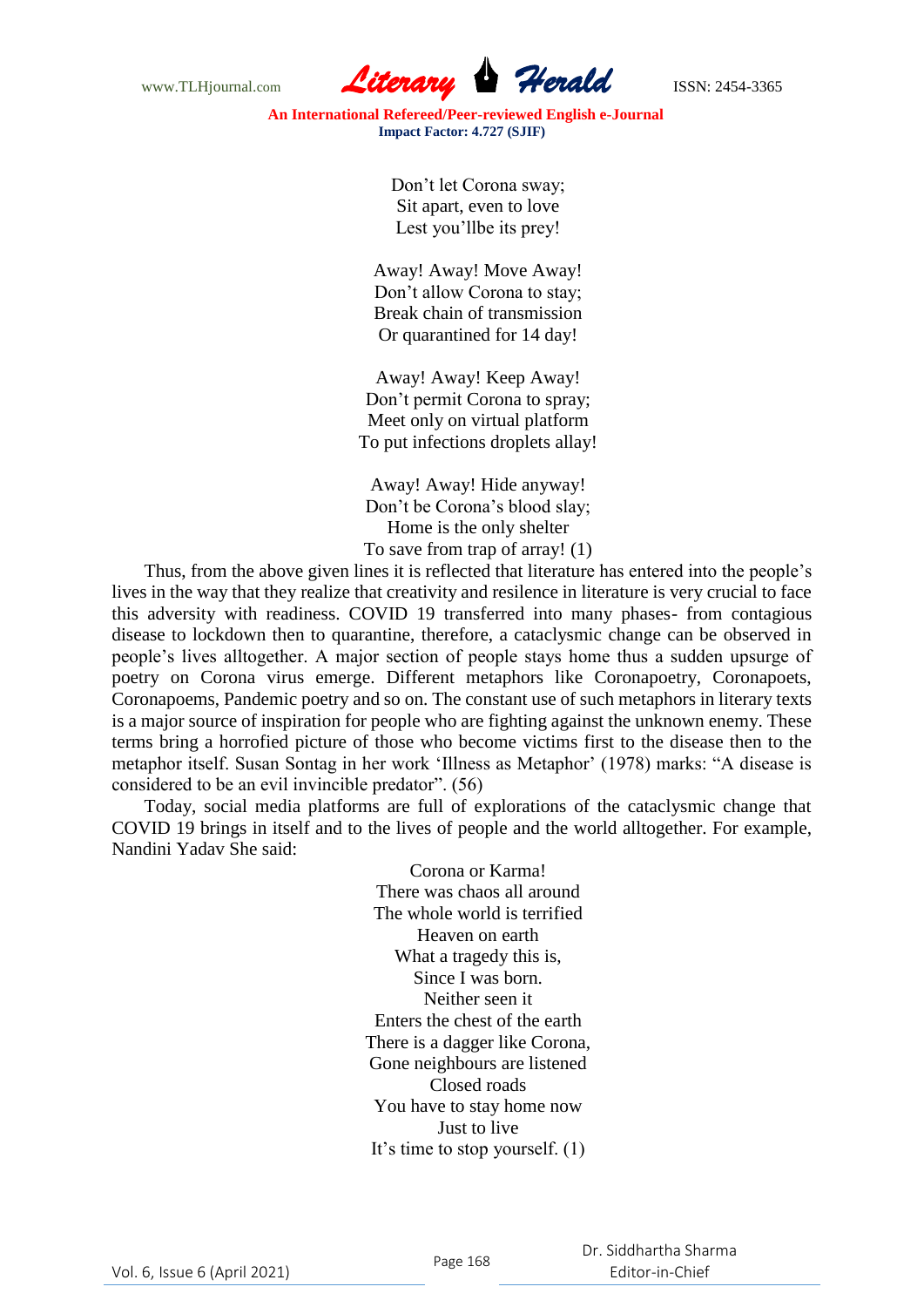Don't let Corona sway;  
Sit apart, even to love  
Lest you'llbe its prey!

Away! Away! Move Away!  
Don't allow Corona to stay;  
Break chain of transmission  
Or quarantined for 14 day!

Away! Away! Keep Away!  
Don't permit Corona to spray;  
Meet only on virtual platform  
To put infections droplets allay!

Away! Away! Hide anyway!  
Don't be Corona's blood slay;  
Home is the only shelter  
To save from trap of array! (1)

Thus, from the above given lines it is reflected that literature has entered into the people's lives in the way that they realize that creativity and resilence in literature is very crucial to face this adversity with readiness. COVID 19 transferred into many phases- from contagious disease to lockdown then to quarantine, therefore, a cataclysmic change can be observed in people's lives alltogether. A major section of people stays home thus a sudden upsurge of poetry on Corona virus emerge. Different metaphors like Coronapoetry, Coronapoets, Coronapoems, Pandemic poetry and so on. The constant use of such metaphors in literary texts is a major source of inspiration for people who are fighting against the unknown enemy. These terms bring a horrofied picture of those who become victims first to the disease then to the metaphor itself. Susan Sontag in her work 'Illness as Metaphor' (1978) marks: "A disease is considered to be an evil invincible predator". (56)

Today, social media platforms are full of explorations of the cataclysmic change that COVID 19 brings in itself and to the lives of people and the world alltogether. For example, Nandini Yadav She said:

Corona or Karma!  
There was chaos all around  
The whole world is terrified  
Heaven on earth  
What a tragedy this is,  
Since I was born.  
Neither seen it  
Enters the chest of the earth  
There is a dagger like Corona,  
Gone neighbours are listened  
Closed roads  
You have to stay home now  
Just to live  
It's time to stop yourself. (1)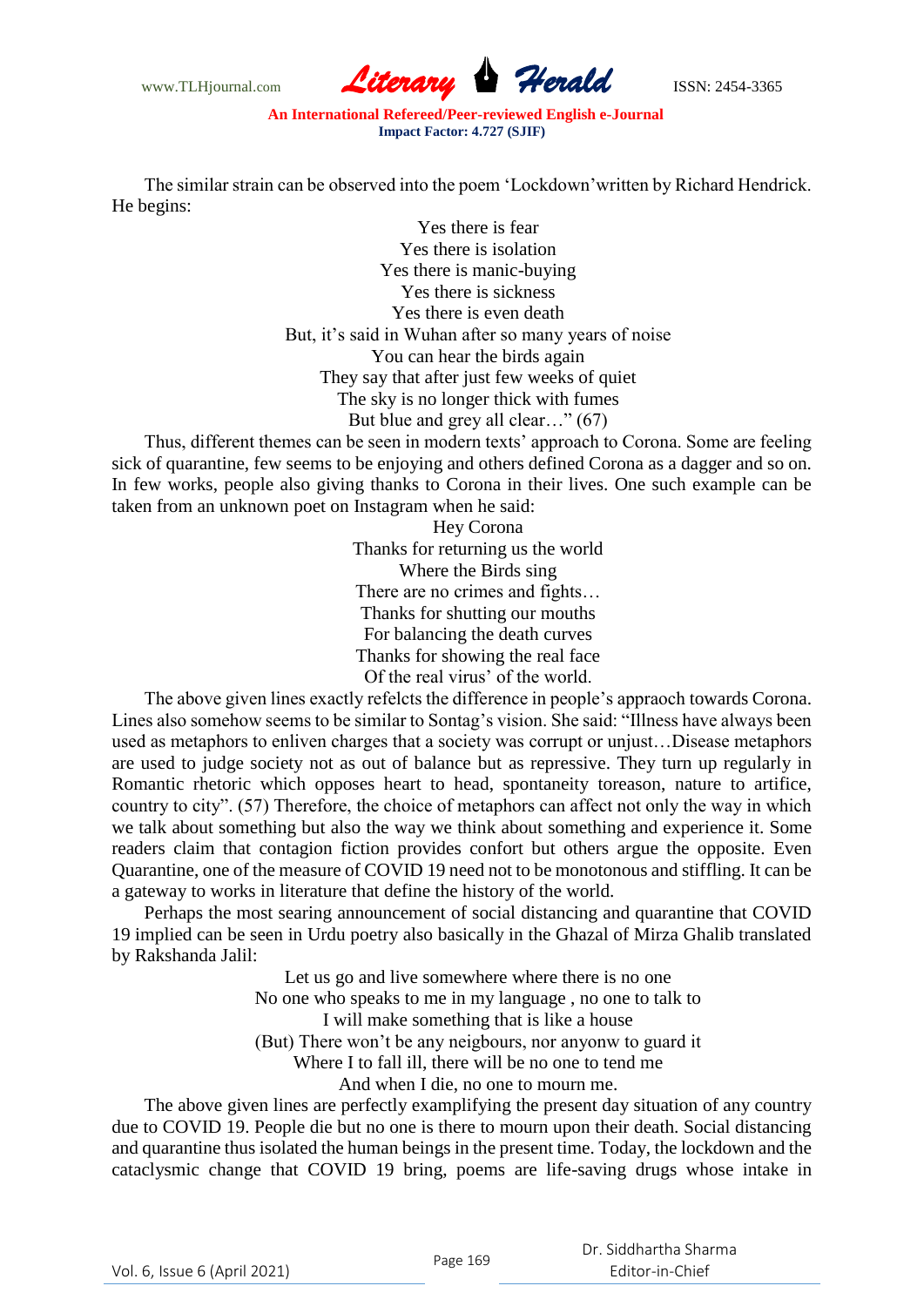The similar strain can be observed into the poem 'Lockdown'written by Richard Hendrick. He begins:

Yes there is fear  
Yes there is isolation  
Yes there is manic-buying  
Yes there is sickness  
Yes there is even death  
But, it's said in Wuhan after so many years of noise  
You can hear the birds again  
They say that after just few weeks of quiet  
The sky is no longer thick with fumes  
But blue and grey all clear…" (67)

Thus, different themes can be seen in modern texts' approach to Corona. Some are feeling sick of quarantine, few seems to be enjoying and others defined Corona as a dagger and so on. In few works, people also giving thanks to Corona in their lives. One such example can be taken from an unknown poet on Instagram when he said:

Hey Corona  
Thanks for returning us the world  
Where the Birds sing  
There are no crimes and fights…  
Thanks for shutting our mouths  
For balancing the death curves  
Thanks for showing the real face  
Of the real virus' of the world.

The above given lines exactly refelcts the difference in people's appraoch towards Corona. Lines also somehow seems to be similar to Sontag's vision. She said: "Illness have always been used as metaphors to enliven charges that a society was corrupt or unjust…Disease metaphors are used to judge society not as out of balance but as repressive. They turn up regularly in Romantic rhetoric which opposes heart to head, spontaneity toreason, nature to artifice, country to city". (57) Therefore, the choice of metaphors can affect not only the way in which we talk about something but also the way we think about something and experience it. Some readers claim that contagion fiction provides confort but others argue the opposite. Even Quarantine, one of the measure of COVID 19 need not to be monotonous and stiffling. It can be a gateway to works in literature that define the history of the world.

Perhaps the most searing announcement of social distancing and quarantine that COVID 19 implied can be seen in Urdu poetry also basically in the Ghazal of Mirza Ghalib translated by Rakshanda Jalil:

Let us go and live somewhere where there is no one  
No one who speaks to me in my language , no one to talk to  
I will make something that is like a house  
(But) There won't be any neigbours, nor anyonw to guard it  
Where I to fall ill, there will be no one to tend me  
And when I die, no one to mourn me.

The above given lines are perfectly examplifying the present day situation of any country due to COVID 19. People die but no one is there to mourn upon their death. Social distancing and quarantine thus isolated the human beings in the present time. Today, the lockdown and the cataclysmic change that COVID 19 bring, poems are life-saving drugs whose intake in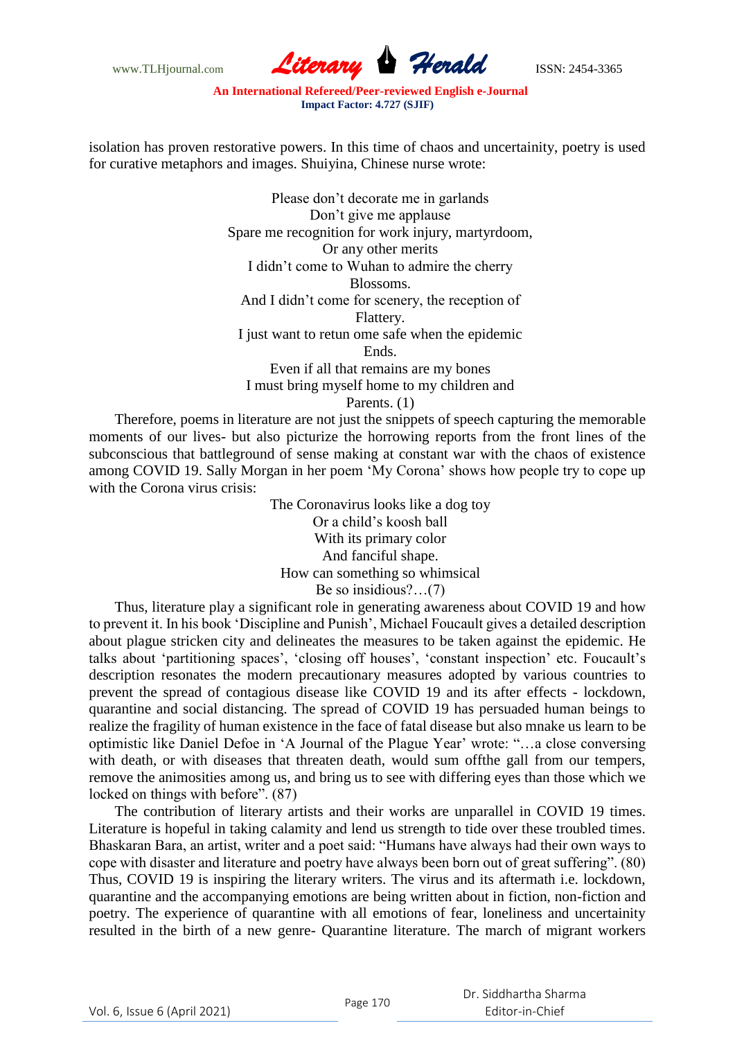isolation has proven restorative powers. In this time of chaos and uncertainity, poetry is used for curative metaphors and images. Shuiyina, Chinese nurse wrote:

> Please don't decorate me in garlands
> Don't give me applause
> Spare me recognition for work injury, martyrdoom,
> Or any other merits
> I didn't come to Wuhan to admire the cherry
> Blossoms.
> And I didn't come for scenery, the reception of
> Flattery.
> I just want to retun ome safe when the epidemic
> Ends.
> Even if all that remains are my bones
> I must bring myself home to my children and
> Parents. (1)

Therefore, poems in literature are not just the snippets of speech capturing the memorable moments of our lives- but also picturize the horrowing reports from the front lines of the subconscious that battleground of sense making at constant war with the chaos of existence among COVID 19. Sally Morgan in her poem 'My Corona' shows how people try to cope up with the Corona virus crisis:

> The Coronavirus looks like a dog toy
> Or a child's koosh ball
> With its primary color
> And fanciful shape.
> How can something so whimsical
> Be so insidious?…(7)

Thus, literature play a significant role in generating awareness about COVID 19 and how to prevent it. In his book 'Discipline and Punish', Michael Foucault gives a detailed description about plague stricken city and delineates the measures to be taken against the epidemic. He talks about 'partitioning spaces', 'closing off houses', 'constant inspection' etc. Foucault's description resonates the modern precautionary measures adopted by various countries to prevent the spread of contagious disease like COVID 19 and its after effects - lockdown, quarantine and social distancing. The spread of COVID 19 has persuaded human beings to realize the fragility of human existence in the face of fatal disease but also mnake us learn to be optimistic like Daniel Defoe in 'A Journal of the Plague Year' wrote: "…a close conversing with death, or with diseases that threaten death, would sum offthe gall from our tempers, remove the animosities among us, and bring us to see with differing eyes than those which we locked on things with before". (87)

The contribution of literary artists and their works are unparallel in COVID 19 times. Literature is hopeful in taking calamity and lend us strength to tide over these troubled times. Bhaskaran Bara, an artist, writer and a poet said: "Humans have always had their own ways to cope with disaster and literature and poetry have always been born out of great suffering". (80) Thus, COVID 19 is inspiring the literary writers. The virus and its aftermath i.e. lockdown, quarantine and the accompanying emotions are being written about in fiction, non-fiction and poetry. The experience of quarantine with all emotions of fear, loneliness and uncertainity resulted in the birth of a new genre- Quarantine literature. The march of migrant workers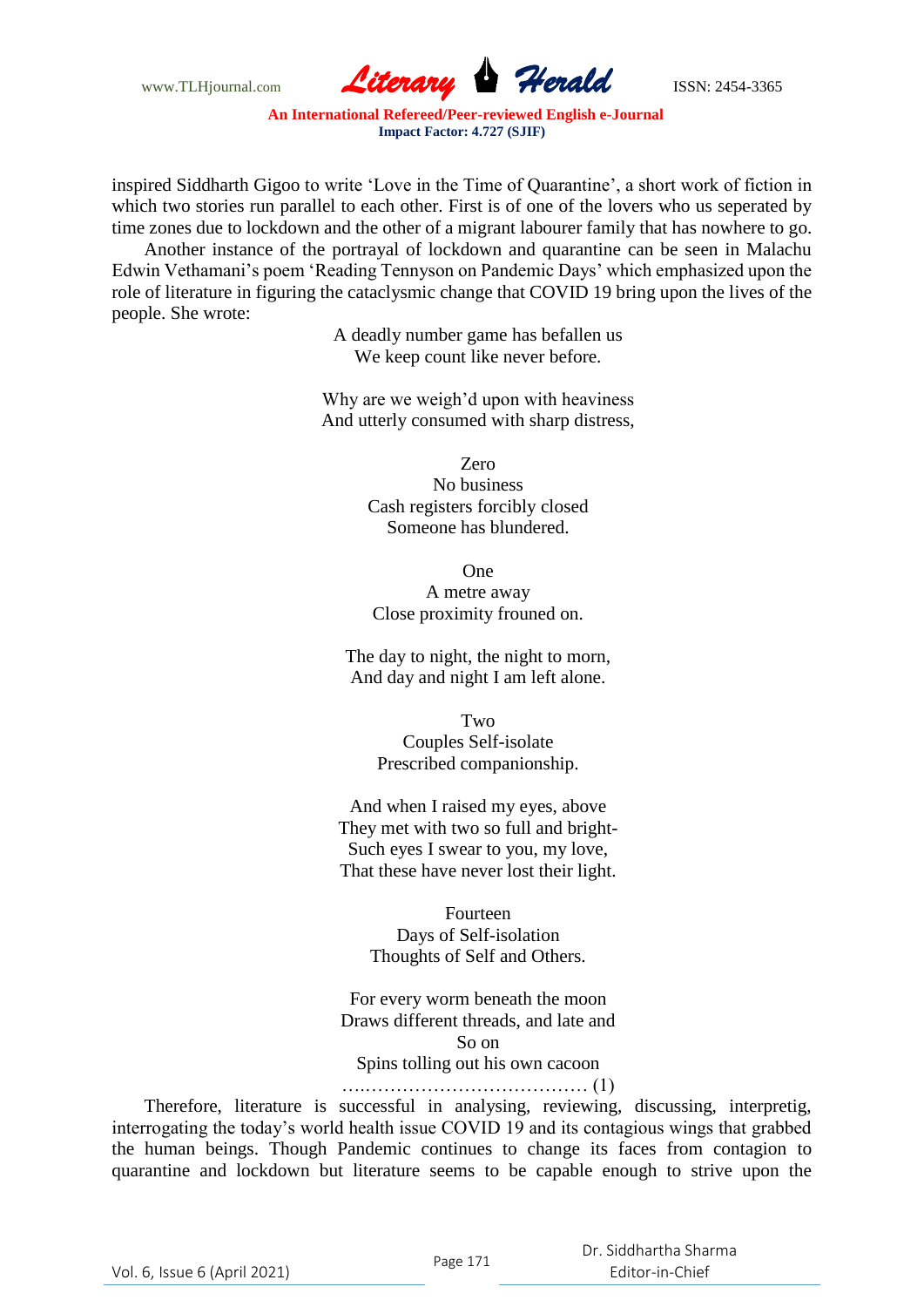inspired Siddharth Gigoo to write 'Love in the Time of Quarantine', a short work of fiction in which two stories run parallel to each other. First is of one of the lovers who us seperated by time zones due to lockdown and the other of a migrant labourer family that has nowhere to go.

Another instance of the portrayal of lockdown and quarantine can be seen in Malachu Edwin Vethamani's poem 'Reading Tennyson on Pandemic Days' which emphasized upon the role of literature in figuring the cataclysmic change that COVID 19 bring upon the lives of the people. She wrote:

> A deadly number game has befallen us  
> We keep count like never before.
>
> Why are we weigh'd upon with heaviness  
> And utterly consumed with sharp distress,
>
> Zero  
> No business  
> Cash registers forcibly closed  
> Someone has blundered.
>
> One  
> A metre away  
> Close proximity frouned on.
>
> The day to night, the night to morn,  
> And day and night I am left alone.
>
> Two  
> Couples Self-isolate  
> Prescribed companionship.
>
> And when I raised my eyes, above  
> They met with two so full and bright-  
> Such eyes I swear to you, my love,  
> That these have never lost their light.
>
> Fourteen  
> Days of Self-isolation  
> Thoughts of Self and Others.
>
> For every worm beneath the moon  
> Draws different threads, and late and  
> So on  
> Spins tolling out his own cacoon  
> ….……………………………… (1)

Therefore, literature is successful in analysing, reviewing, discussing, interpretig, interrogating the today's world health issue COVID 19 and its contagious wings that grabbed the human beings. Though Pandemic continues to change its faces from contagion to quarantine and lockdown but literature seems to be capable enough to strive upon the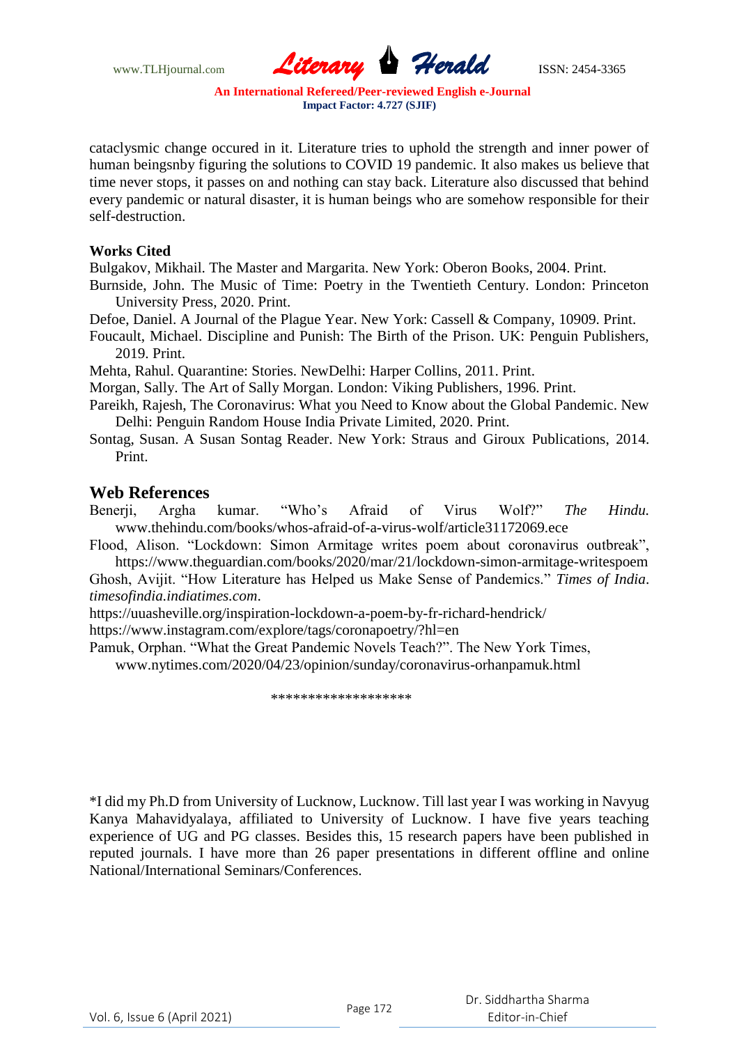cataclysmic change occured in it. Literature tries to uphold the strength and inner power of human beingsnby figuring the solutions to COVID 19 pandemic. It also makes us believe that time never stops, it passes on and nothing can stay back. Literature also discussed that behind every pandemic or natural disaster, it is human beings who are somehow responsible for their self-destruction.

## Works Cited

Bulgakov, Mikhail. The Master and Margarita. New York: Oberon Books, 2004. Print.

Burnside, John. The Music of Time: Poetry in the Twentieth Century. London: Princeton University Press, 2020. Print.

Defoe, Daniel. A Journal of the Plague Year. New York: Cassell & Company, 10909. Print.

Foucault, Michael. Discipline and Punish: The Birth of the Prison. UK: Penguin Publishers, 2019. Print.

Mehta, Rahul. Quarantine: Stories. NewDelhi: Harper Collins, 2011. Print.

Morgan, Sally. The Art of Sally Morgan. London: Viking Publishers, 1996. Print.

Pareikh, Rajesh, The Coronavirus: What you Need to Know about the Global Pandemic. New Delhi: Penguin Random House India Private Limited, 2020. Print.

Sontag, Susan. A Susan Sontag Reader. New York: Straus and Giroux Publications, 2014. Print.

## Web References

Benerji, Argha kumar. "Who's Afraid of Virus Wolf?" *The Hindu.* www.thehindu.com/books/whos-afraid-of-a-virus-wolf/article31172069.ece

Flood, Alison. "Lockdown: Simon Armitage writes poem about coronavirus outbreak", https://www.theguardian.com/books/2020/mar/21/lockdown-simon-armitage-writespoem

Ghosh, Avijit. "How Literature has Helped us Make Sense of Pandemics." *Times of India*. *timesofindia.indiatimes.com*.

https://uuasheville.org/inspiration-lockdown-a-poem-by-fr-richard-hendrick/

https://www.instagram.com/explore/tags/coronapoetry/?hl=en

Pamuk, Orphan. "What the Great Pandemic Novels Teach?". The New York Times, www.nytimes.com/2020/04/23/opinion/sunday/coronavirus-orhanpamuk.html

*******************

*I did my Ph.D from University of Lucknow, Lucknow. Till last year I was working in Navyug Kanya Mahavidyalaya, affiliated to University of Lucknow. I have five years teaching experience of UG and PG classes. Besides this, 15 research papers have been published in reputed journals. I have more than 26 paper presentations in different offline and online National/International Seminars/Conferences.